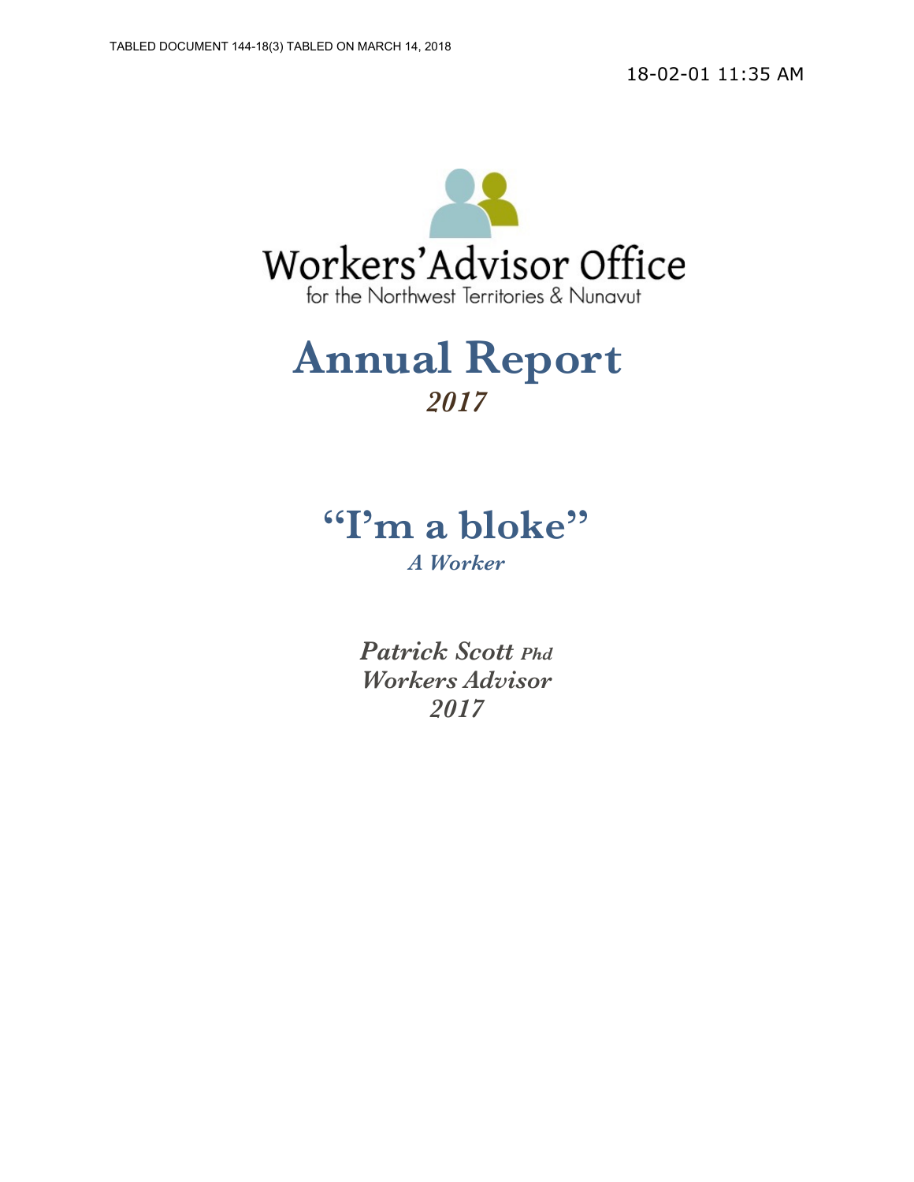TABLED DOCUMENT 144-18(3) TABLED ON MARCH 14, 2018

18-02-01 11:35 AM

Workers' Advisor Office
for the Northwest Territories & Nunavut

# Annual Report
*2017*

## "I'm a bloke"
***A Worker***

***Patrick Scott Phd***
***Workers Advisor***
***2017***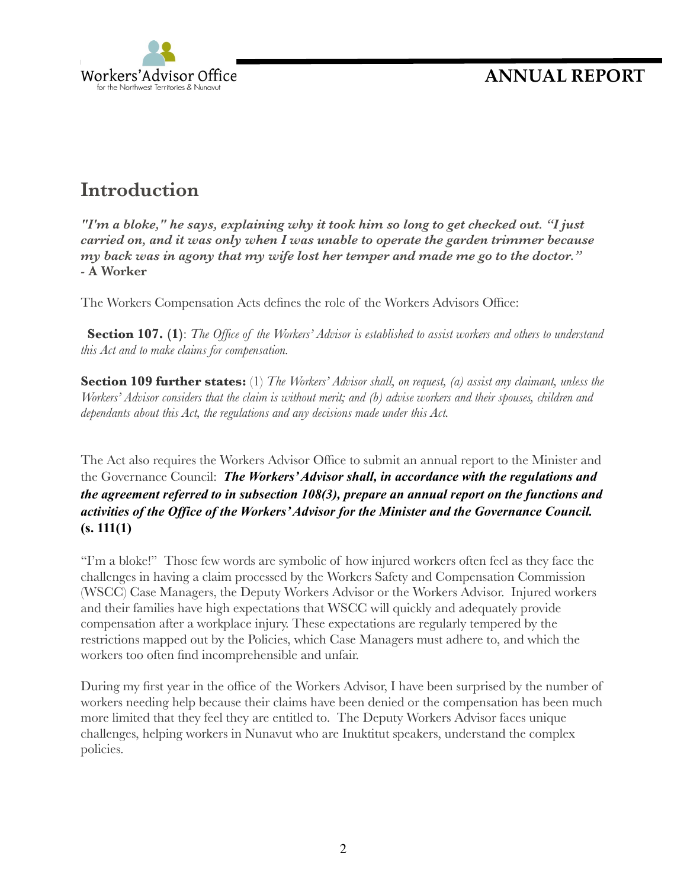# Introduction

***"I'm a bloke," he says, explaining why it took him so long to get checked out. "I just carried on, and it was only when I was unable to operate the garden trimmer because my back was in agony that my wife lost her temper and made me go to the doctor."***
**- A Worker**

The Workers Compensation Acts defines the role of the Workers Advisors Office:

**Section 107. (1)**: *The Office of the Workers' Advisor is established to assist workers and others to understand this Act and to make claims for compensation.*

**Section 109 further states:** (1) *The Workers' Advisor shall, on request, (a) assist any claimant, unless the Workers' Advisor considers that the claim is without merit; and (b) advise workers and their spouses, children and dependants about this Act, the regulations and any decisions made under this Act.*

The Act also requires the Workers Advisor Office to submit an annual report to the Minister and the Governance Council: ***The Workers' Advisor shall, in accordance with the regulations and the agreement referred to in subsection 108(3), prepare an annual report on the functions and activities of the Office of the Workers' Advisor for the Minister and the Governance Council.*** **(s. 111(1)**

"I'm a bloke!" Those few words are symbolic of how injured workers often feel as they face the challenges in having a claim processed by the Workers Safety and Compensation Commission (WSCC) Case Managers, the Deputy Workers Advisor or the Workers Advisor. Injured workers and their families have high expectations that WSCC will quickly and adequately provide compensation after a workplace injury. These expectations are regularly tempered by the restrictions mapped out by the Policies, which Case Managers must adhere to, and which the workers too often find incomprehensible and unfair.

During my first year in the office of the Workers Advisor, I have been surprised by the number of workers needing help because their claims have been denied or the compensation has been much more limited that they feel they are entitled to. The Deputy Workers Advisor faces unique challenges, helping workers in Nunavut who are Inuktitut speakers, understand the complex policies.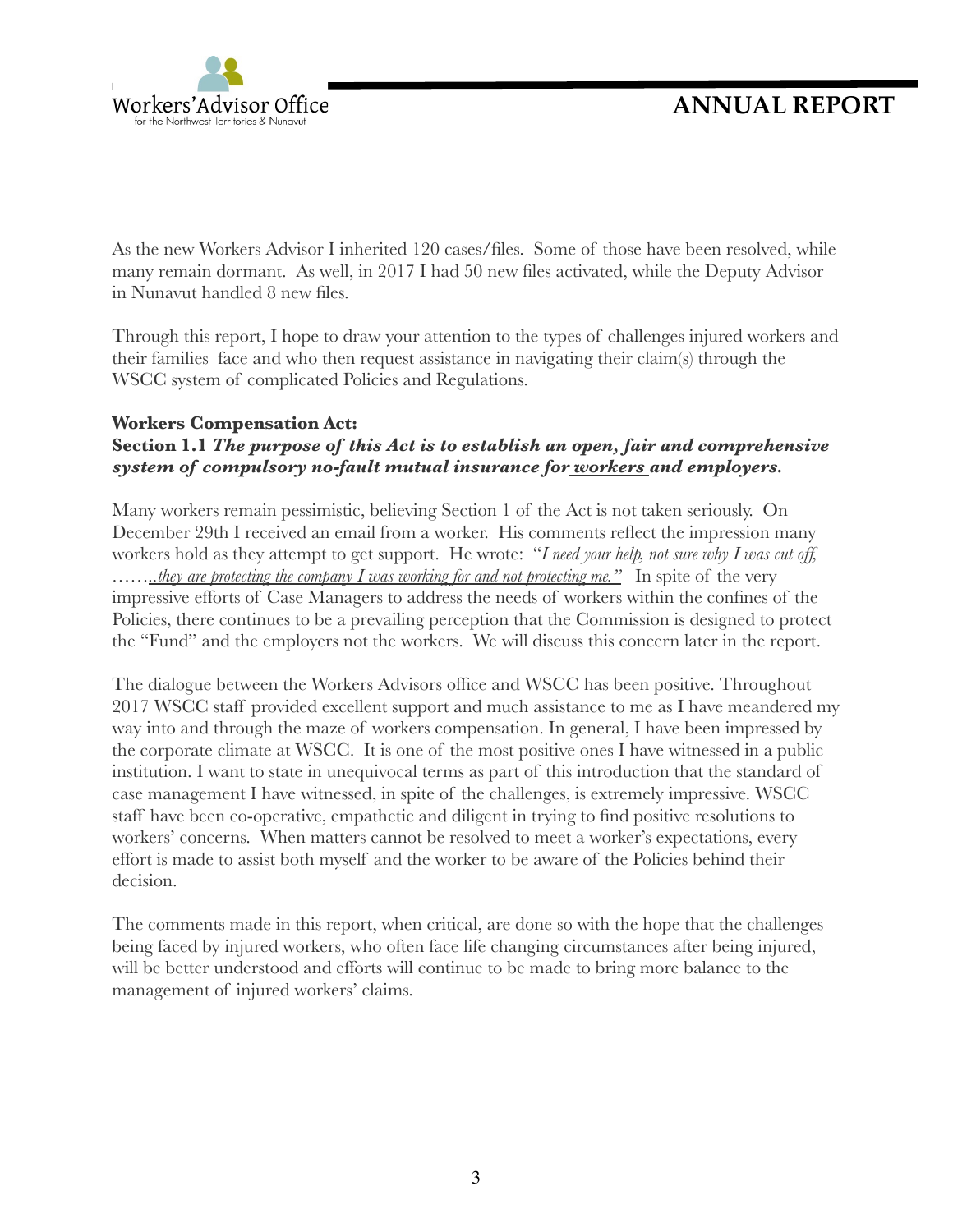As the new Workers Advisor I inherited 120 cases/files. Some of those have been resolved, while many remain dormant. As well, in 2017 I had 50 new files activated, while the Deputy Advisor in Nunavut handled 8 new files.

Through this report, I hope to draw your attention to the types of challenges injured workers and their families face and who then request assistance in navigating their claim(s) through the WSCC system of complicated Policies and Regulations.

**Workers Compensation Act:**
**Section 1.1** ***The purpose of this Act is to establish an open, fair and comprehensive system of compulsory no-fault mutual insurance for <u>workers</u> and employers.***

Many workers remain pessimistic, believing Section 1 of the Act is not taken seriously. On December 29th I received an email from a worker. His comments reflect the impression many workers hold as they attempt to get support. He wrote: "*I need your help, not sure why I was cut off, …….<u>..they are protecting the company I was working for and not protecting me."</u>* In spite of the very impressive efforts of Case Managers to address the needs of workers within the confines of the Policies, there continues to be a prevailing perception that the Commission is designed to protect the "Fund" and the employers not the workers. We will discuss this concern later in the report.

The dialogue between the Workers Advisors office and WSCC has been positive. Throughout 2017 WSCC staff provided excellent support and much assistance to me as I have meandered my way into and through the maze of workers compensation. In general, I have been impressed by the corporate climate at WSCC. It is one of the most positive ones I have witnessed in a public institution. I want to state in unequivocal terms as part of this introduction that the standard of case management I have witnessed, in spite of the challenges, is extremely impressive. WSCC staff have been co-operative, empathetic and diligent in trying to find positive resolutions to workers' concerns. When matters cannot be resolved to meet a worker's expectations, every effort is made to assist both myself and the worker to be aware of the Policies behind their decision.

The comments made in this report, when critical, are done so with the hope that the challenges being faced by injured workers, who often face life changing circumstances after being injured, will be better understood and efforts will continue to be made to bring more balance to the management of injured workers' claims.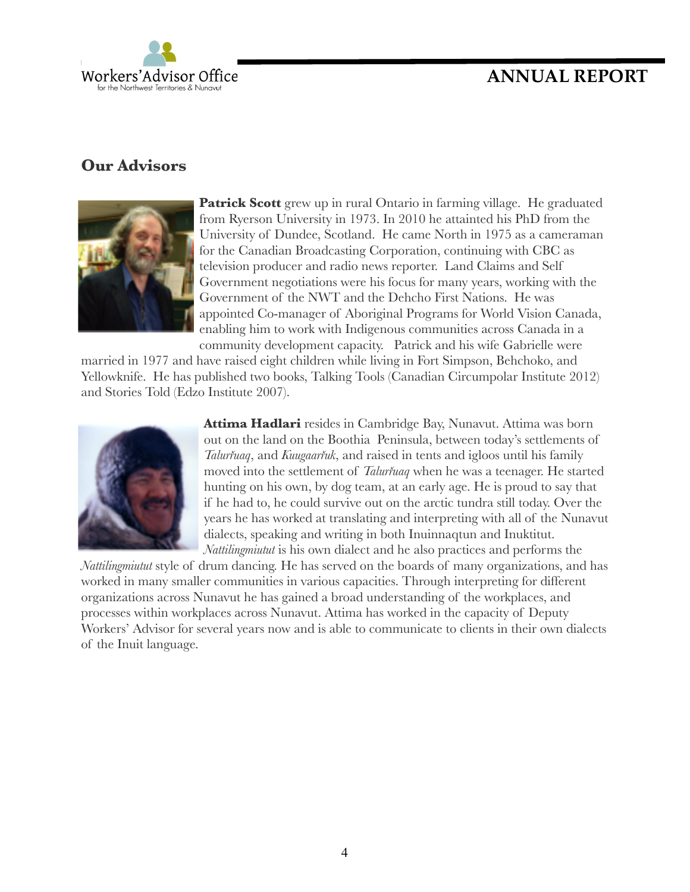## Our Advisors

**Patrick Scott** grew up in rural Ontario in farming village. He graduated from Ryerson University in 1973. In 2010 he attainted his PhD from the University of Dundee, Scotland. He came North in 1975 as a cameraman for the Canadian Broadcasting Corporation, continuing with CBC as television producer and radio news reporter. Land Claims and Self Government negotiations were his focus for many years, working with the Government of the NWT and the Dehcho First Nations. He was appointed Co-manager of Aboriginal Programs for World Vision Canada, enabling him to work with Indigenous communities across Canada in a community development capacity. Patrick and his wife Gabrielle were married in 1977 and have raised eight children while living in Fort Simpson, Behchoko, and Yellowknife. He has published two books, Talking Tools (Canadian Circumpolar Institute 2012) and Stories Told (Edzo Institute 2007).

**Attima Hadlari** resides in Cambridge Bay, Nunavut. Attima was born out on the land on the Boothia Peninsula, between today's settlements of *Talurřuaq*, and *Kuugaarřuk*, and raised in tents and igloos until his family moved into the settlement of *Talurřuaq* when he was a teenager. He started hunting on his own, by dog team, at an early age. He is proud to say that if he had to, he could survive out on the arctic tundra still today. Over the years he has worked at translating and interpreting with all of the Nunavut dialects, speaking and writing in both Inuinnaqtun and Inuktitut. *Nattilingmiutut* is his own dialect and he also practices and performs the *Nattilingmiutut* style of drum dancing. He has served on the boards of many organizations, and has worked in many smaller communities in various capacities. Through interpreting for different organizations across Nunavut he has gained a broad understanding of the workplaces, and processes within workplaces across Nunavut. Attima has worked in the capacity of Deputy Workers' Advisor for several years now and is able to communicate to clients in their own dialects of the Inuit language.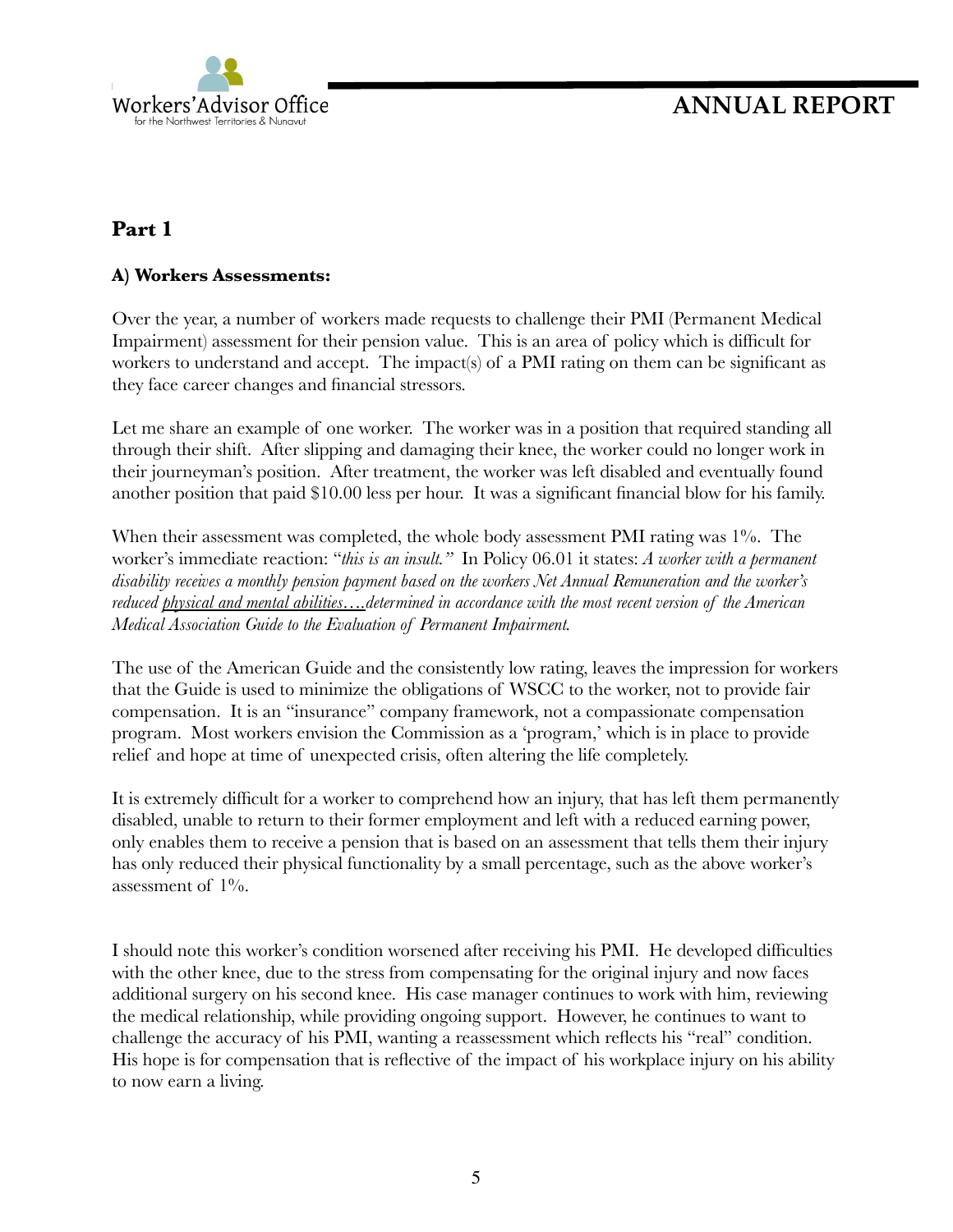## Part 1

### A) Workers Assessments:

Over the year, a number of workers made requests to challenge their PMI (Permanent Medical Impairment) assessment for their pension value. This is an area of policy which is difficult for workers to understand and accept. The impact(s) of a PMI rating on them can be significant as they face career changes and financial stressors.

Let me share an example of one worker. The worker was in a position that required standing all through their shift. After slipping and damaging their knee, the worker could no longer work in their journeyman's position. After treatment, the worker was left disabled and eventually found another position that paid $10.00 less per hour. It was a significant financial blow for his family.

When their assessment was completed, the whole body assessment PMI rating was 1%. The worker's immediate reaction: "*this is an insult.*" In Policy 06.01 it states: *A worker with a permanent disability receives a monthly pension payment based on the workers Net Annual Remuneration and the worker's reduced <u>physical and mental abilities</u>….determined in accordance with the most recent version of the American Medical Association Guide to the Evaluation of Permanent Impairment.*

The use of the American Guide and the consistently low rating, leaves the impression for workers that the Guide is used to minimize the obligations of WSCC to the worker, not to provide fair compensation. It is an "insurance" company framework, not a compassionate compensation program. Most workers envision the Commission as a 'program,' which is in place to provide relief and hope at time of unexpected crisis, often altering the life completely.

It is extremely difficult for a worker to comprehend how an injury, that has left them permanently disabled, unable to return to their former employment and left with a reduced earning power, only enables them to receive a pension that is based on an assessment that tells them their injury has only reduced their physical functionality by a small percentage, such as the above worker's assessment of 1%.

I should note this worker's condition worsened after receiving his PMI. He developed difficulties with the other knee, due to the stress from compensating for the original injury and now faces additional surgery on his second knee. His case manager continues to work with him, reviewing the medical relationship, while providing ongoing support. However, he continues to want to challenge the accuracy of his PMI, wanting a reassessment which reflects his "real" condition. His hope is for compensation that is reflective of the impact of his workplace injury on his ability to now earn a living.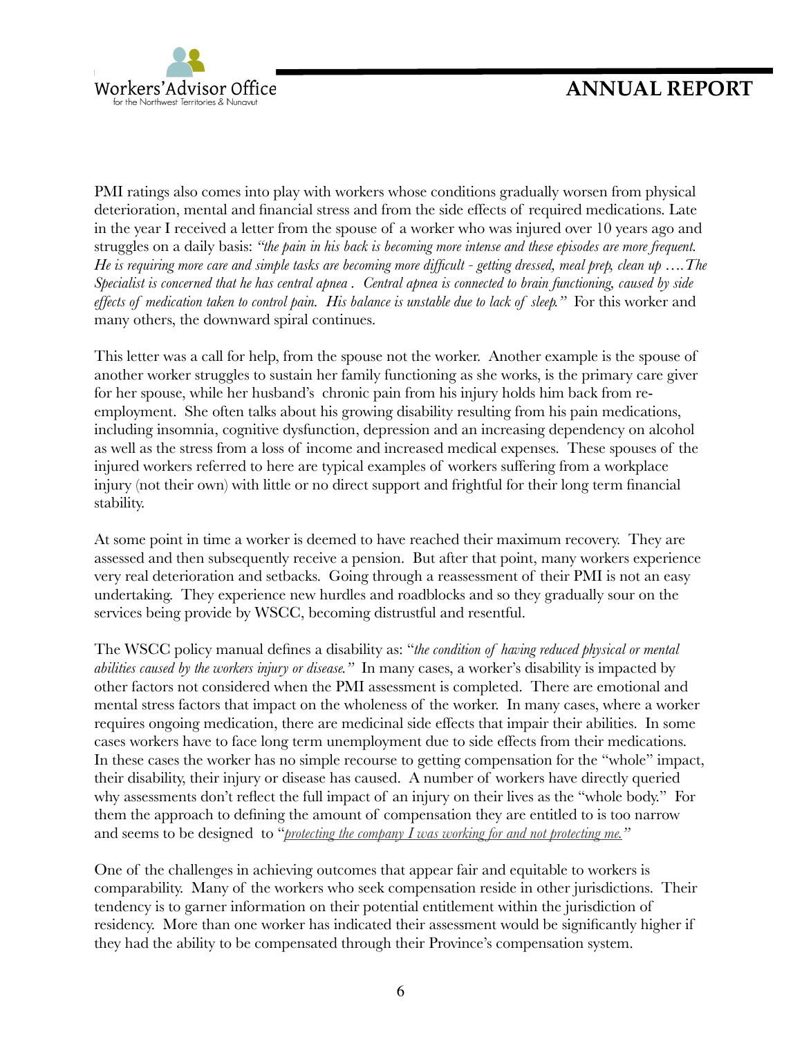PMI ratings also comes into play with workers whose conditions gradually worsen from physical deterioration, mental and financial stress and from the side effects of required medications. Late in the year I received a letter from the spouse of a worker who was injured over 10 years ago and struggles on a daily basis: *"the pain in his back is becoming more intense and these episodes are more frequent. He is requiring more care and simple tasks are becoming more difficult - getting dressed, meal prep, clean up ….The Specialist is concerned that he has central apnea . Central apnea is connected to brain functioning, caused by side effects of medication taken to control pain. His balance is unstable due to lack of sleep."* For this worker and many others, the downward spiral continues.

This letter was a call for help, from the spouse not the worker. Another example is the spouse of another worker struggles to sustain her family functioning as she works, is the primary care giver for her spouse, while her husband's chronic pain from his injury holds him back from re-employment. She often talks about his growing disability resulting from his pain medications, including insomnia, cognitive dysfunction, depression and an increasing dependency on alcohol as well as the stress from a loss of income and increased medical expenses. These spouses of the injured workers referred to here are typical examples of workers suffering from a workplace injury (not their own) with little or no direct support and frightful for their long term financial stability.

At some point in time a worker is deemed to have reached their maximum recovery. They are assessed and then subsequently receive a pension. But after that point, many workers experience very real deterioration and setbacks. Going through a reassessment of their PMI is not an easy undertaking. They experience new hurdles and roadblocks and so they gradually sour on the services being provide by WSCC, becoming distrustful and resentful.

The WSCC policy manual defines a disability as: "*the condition of having reduced physical or mental abilities caused by the workers injury or disease."* In many cases, a worker's disability is impacted by other factors not considered when the PMI assessment is completed. There are emotional and mental stress factors that impact on the wholeness of the worker. In many cases, where a worker requires ongoing medication, there are medicinal side effects that impair their abilities. In some cases workers have to face long term unemployment due to side effects from their medications. In these cases the worker has no simple recourse to getting compensation for the "whole" impact, their disability, their injury or disease has caused. A number of workers have directly queried why assessments don't reflect the full impact of an injury on their lives as the "whole body." For them the approach to defining the amount of compensation they are entitled to is too narrow and seems to be designed to "*<u>protecting the company I was working for and not protecting me.</u>"*

One of the challenges in achieving outcomes that appear fair and equitable to workers is comparability. Many of the workers who seek compensation reside in other jurisdictions. Their tendency is to garner information on their potential entitlement within the jurisdiction of residency. More than one worker has indicated their assessment would be significantly higher if they had the ability to be compensated through their Province's compensation system.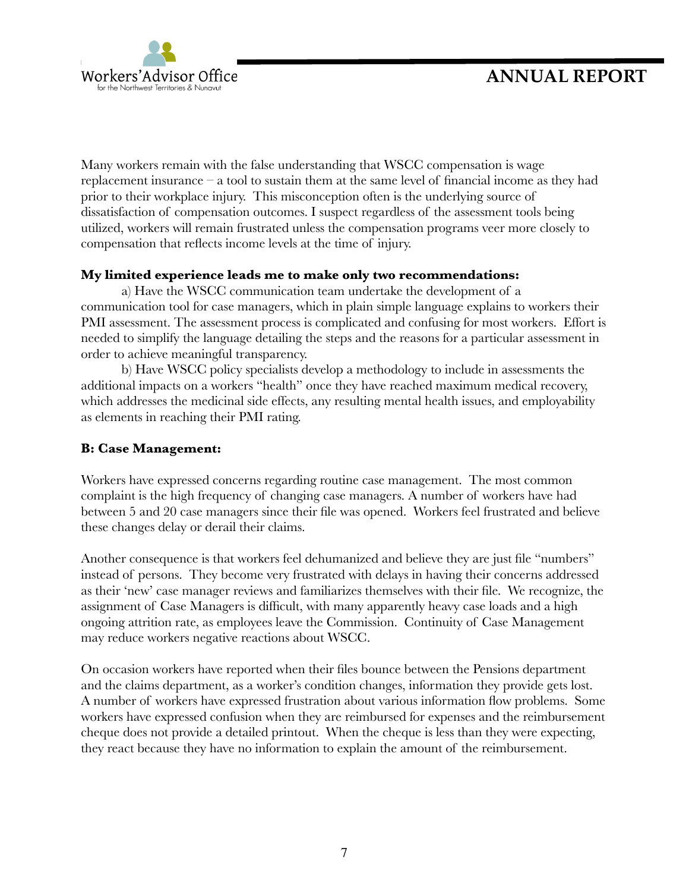Many workers remain with the false understanding that WSCC compensation is wage replacement insurance – a tool to sustain them at the same level of financial income as they had prior to their workplace injury. This misconception often is the underlying source of dissatisfaction of compensation outcomes. I suspect regardless of the assessment tools being utilized, workers will remain frustrated unless the compensation programs veer more closely to compensation that reflects income levels at the time of injury.

**My limited experience leads me to make only two recommendations:**

a) Have the WSCC communication team undertake the development of a communication tool for case managers, which in plain simple language explains to workers their PMI assessment. The assessment process is complicated and confusing for most workers. Effort is needed to simplify the language detailing the steps and the reasons for a particular assessment in order to achieve meaningful transparency.

b) Have WSCC policy specialists develop a methodology to include in assessments the additional impacts on a workers "health" once they have reached maximum medical recovery, which addresses the medicinal side effects, any resulting mental health issues, and employability as elements in reaching their PMI rating.

**B: Case Management:**

Workers have expressed concerns regarding routine case management. The most common complaint is the high frequency of changing case managers. A number of workers have had between 5 and 20 case managers since their file was opened. Workers feel frustrated and believe these changes delay or derail their claims.

Another consequence is that workers feel dehumanized and believe they are just file "numbers" instead of persons. They become very frustrated with delays in having their concerns addressed as their 'new' case manager reviews and familiarizes themselves with their file. We recognize, the assignment of Case Managers is difficult, with many apparently heavy case loads and a high ongoing attrition rate, as employees leave the Commission. Continuity of Case Management may reduce workers negative reactions about WSCC.

On occasion workers have reported when their files bounce between the Pensions department and the claims department, as a worker's condition changes, information they provide gets lost. A number of workers have expressed frustration about various information flow problems. Some workers have expressed confusion when they are reimbursed for expenses and the reimbursement cheque does not provide a detailed printout. When the cheque is less than they were expecting, they react because they have no information to explain the amount of the reimbursement.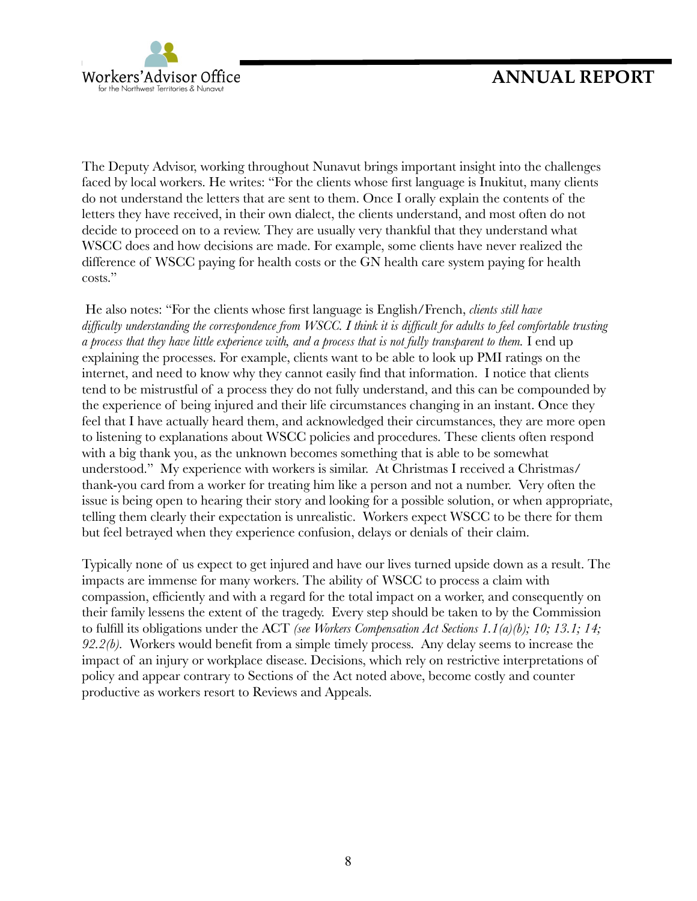The Deputy Advisor, working throughout Nunavut brings important insight into the challenges faced by local workers. He writes: "For the clients whose first language is Inukitut, many clients do not understand the letters that are sent to them. Once I orally explain the contents of the letters they have received, in their own dialect, the clients understand, and most often do not decide to proceed on to a review. They are usually very thankful that they understand what WSCC does and how decisions are made. For example, some clients have never realized the difference of WSCC paying for health costs or the GN health care system paying for health costs."

He also notes: "For the clients whose first language is English/French, *clients still have difficulty understanding the correspondence from WSCC. I think it is difficult for adults to feel comfortable trusting a process that they have little experience with, and a process that is not fully transparent to them.* I end up explaining the processes. For example, clients want to be able to look up PMI ratings on the internet, and need to know why they cannot easily find that information. I notice that clients tend to be mistrustful of a process they do not fully understand, and this can be compounded by the experience of being injured and their life circumstances changing in an instant. Once they feel that I have actually heard them, and acknowledged their circumstances, they are more open to listening to explanations about WSCC policies and procedures. These clients often respond with a big thank you, as the unknown becomes something that is able to be somewhat understood." My experience with workers is similar. At Christmas I received a Christmas/thank-you card from a worker for treating him like a person and not a number. Very often the issue is being open to hearing their story and looking for a possible solution, or when appropriate, telling them clearly their expectation is unrealistic. Workers expect WSCC to be there for them but feel betrayed when they experience confusion, delays or denials of their claim.

Typically none of us expect to get injured and have our lives turned upside down as a result. The impacts are immense for many workers. The ability of WSCC to process a claim with compassion, efficiently and with a regard for the total impact on a worker, and consequently on their family lessens the extent of the tragedy. Every step should be taken to by the Commission to fulfill its obligations under the ACT *(see Workers Compensation Act Sections 1.1(a)(b); 10; 13.1; 14; 92.2(b).* Workers would benefit from a simple timely process. Any delay seems to increase the impact of an injury or workplace disease. Decisions, which rely on restrictive interpretations of policy and appear contrary to Sections of the Act noted above, become costly and counter productive as workers resort to Reviews and Appeals.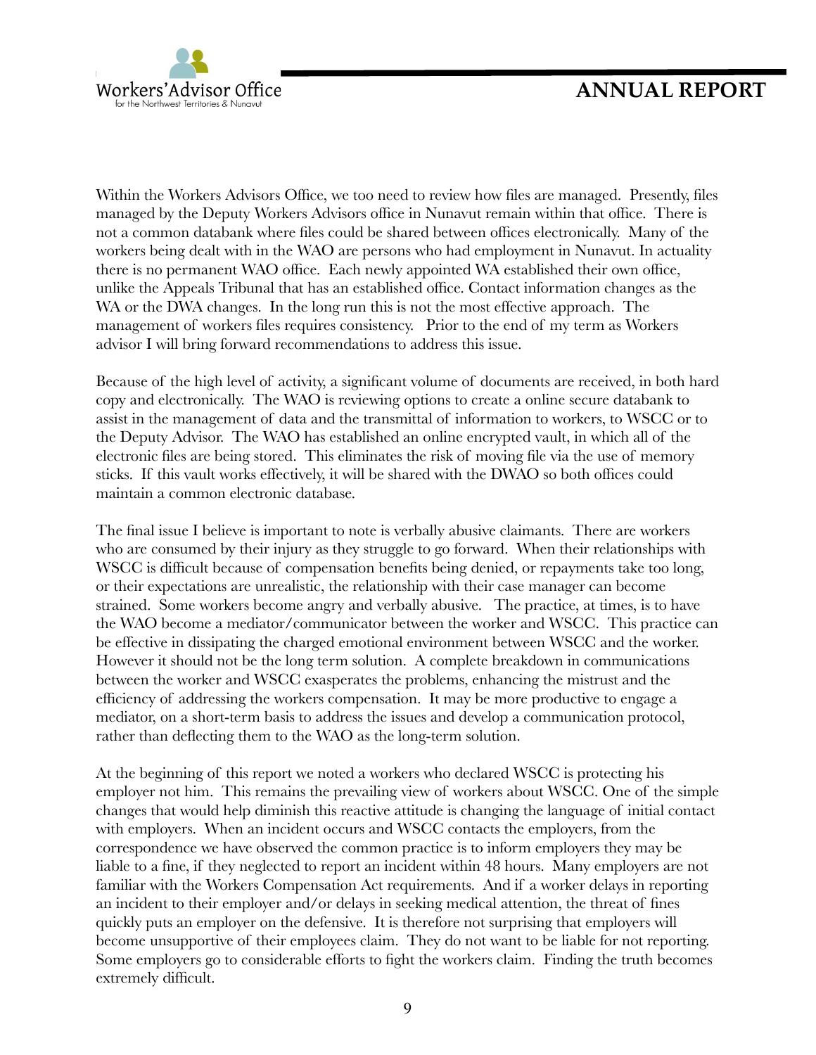Within the Workers Advisors Office, we too need to review how files are managed. Presently, files managed by the Deputy Workers Advisors office in Nunavut remain within that office. There is not a common databank where files could be shared between offices electronically. Many of the workers being dealt with in the WAO are persons who had employment in Nunavut. In actuality there is no permanent WAO office. Each newly appointed WA established their own office, unlike the Appeals Tribunal that has an established office. Contact information changes as the WA or the DWA changes. In the long run this is not the most effective approach. The management of workers files requires consistency. Prior to the end of my term as Workers advisor I will bring forward recommendations to address this issue.

Because of the high level of activity, a significant volume of documents are received, in both hard copy and electronically. The WAO is reviewing options to create a online secure databank to assist in the management of data and the transmittal of information to workers, to WSCC or to the Deputy Advisor. The WAO has established an online encrypted vault, in which all of the electronic files are being stored. This eliminates the risk of moving file via the use of memory sticks. If this vault works effectively, it will be shared with the DWAO so both offices could maintain a common electronic database.

The final issue I believe is important to note is verbally abusive claimants. There are workers who are consumed by their injury as they struggle to go forward. When their relationships with WSCC is difficult because of compensation benefits being denied, or repayments take too long, or their expectations are unrealistic, the relationship with their case manager can become strained. Some workers become angry and verbally abusive. The practice, at times, is to have the WAO become a mediator/communicator between the worker and WSCC. This practice can be effective in dissipating the charged emotional environment between WSCC and the worker. However it should not be the long term solution. A complete breakdown in communications between the worker and WSCC exasperates the problems, enhancing the mistrust and the efficiency of addressing the workers compensation. It may be more productive to engage a mediator, on a short-term basis to address the issues and develop a communication protocol, rather than deflecting them to the WAO as the long-term solution.

At the beginning of this report we noted a workers who declared WSCC is protecting his employer not him. This remains the prevailing view of workers about WSCC. One of the simple changes that would help diminish this reactive attitude is changing the language of initial contact with employers. When an incident occurs and WSCC contacts the employers, from the correspondence we have observed the common practice is to inform employers they may be liable to a fine, if they neglected to report an incident within 48 hours. Many employers are not familiar with the Workers Compensation Act requirements. And if a worker delays in reporting an incident to their employer and/or delays in seeking medical attention, the threat of fines quickly puts an employer on the defensive. It is therefore not surprising that employers will become unsupportive of their employees claim. They do not want to be liable for not reporting. Some employers go to considerable efforts to fight the workers claim. Finding the truth becomes extremely difficult.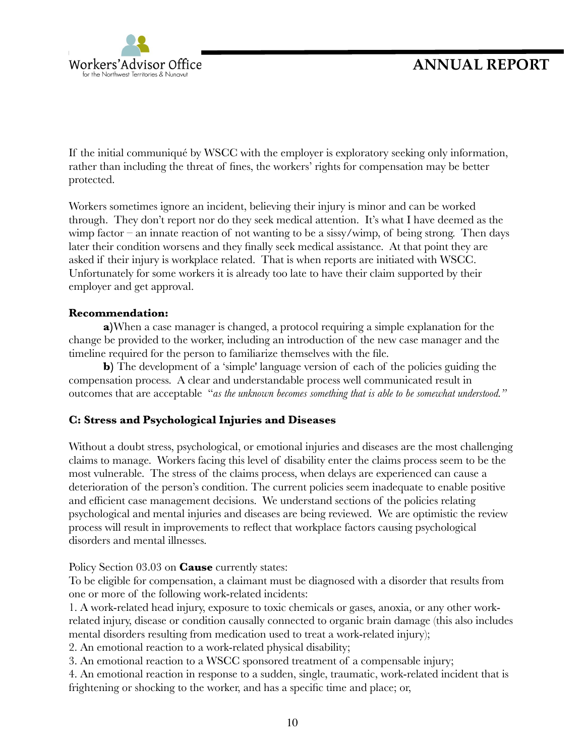If the initial communiqué by WSCC with the employer is exploratory seeking only information, rather than including the threat of fines, the workers' rights for compensation may be better protected.

Workers sometimes ignore an incident, believing their injury is minor and can be worked through. They don't report nor do they seek medical attention. It's what I have deemed as the wimp factor – an innate reaction of not wanting to be a sissy/wimp, of being strong. Then days later their condition worsens and they finally seek medical assistance. At that point they are asked if their injury is workplace related. That is when reports are initiated with WSCC. Unfortunately for some workers it is already too late to have their claim supported by their employer and get approval.

**Recommendation:**

**a)**When a case manager is changed, a protocol requiring a simple explanation for the change be provided to the worker, including an introduction of the new case manager and the timeline required for the person to familiarize themselves with the file.

**b)** The development of a 'simple' language version of each of the policies guiding the compensation process. A clear and understandable process well communicated result in outcomes that are acceptable "*as the unknown becomes something that is able to be somewhat understood.*"

**C: Stress and Psychological Injuries and Diseases**

Without a doubt stress, psychological, or emotional injuries and diseases are the most challenging claims to manage. Workers facing this level of disability enter the claims process seem to be the most vulnerable. The stress of the claims process, when delays are experienced can cause a deterioration of the person's condition. The current policies seem inadequate to enable positive and efficient case management decisions. We understand sections of the policies relating psychological and mental injuries and diseases are being reviewed. We are optimistic the review process will result in improvements to reflect that workplace factors causing psychological disorders and mental illnesses.

Policy Section 03.03 on **Cause** currently states:

To be eligible for compensation, a claimant must be diagnosed with a disorder that results from one or more of the following work-related incidents:

1. A work-related head injury, exposure to toxic chemicals or gases, anoxia, or any other work-related injury, disease or condition causally connected to organic brain damage (this also includes mental disorders resulting from medication used to treat a work-related injury);
2. An emotional reaction to a work-related physical disability;
3. An emotional reaction to a WSCC sponsored treatment of a compensable injury;
4. An emotional reaction in response to a sudden, single, traumatic, work-related incident that is frightening or shocking to the worker, and has a specific time and place; or,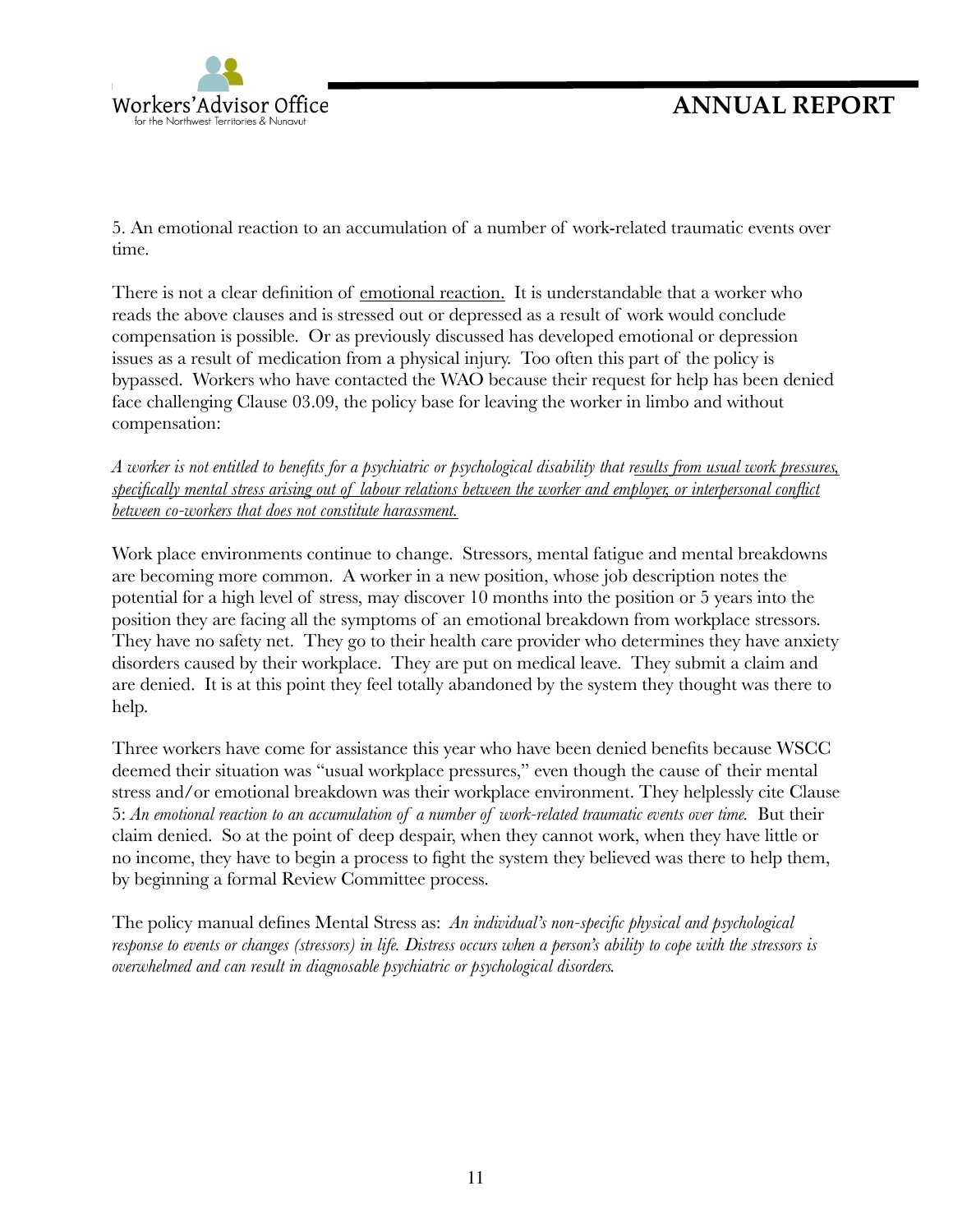5. An emotional reaction to an accumulation of a number of work-related traumatic events over time.

There is not a clear definition of emotional reaction. It is understandable that a worker who reads the above clauses and is stressed out or depressed as a result of work would conclude compensation is possible. Or as previously discussed has developed emotional or depression issues as a result of medication from a physical injury. Too often this part of the policy is bypassed. Workers who have contacted the WAO because their request for help has been denied face challenging Clause 03.09, the policy base for leaving the worker in limbo and without compensation:

*A worker is not entitled to benefits for a psychiatric or psychological disability that results from usual work pressures, specifically mental stress arising out of labour relations between the worker and employer, or interpersonal conflict between co-workers that does not constitute harassment.*

Work place environments continue to change. Stressors, mental fatigue and mental breakdowns are becoming more common. A worker in a new position, whose job description notes the potential for a high level of stress, may discover 10 months into the position or 5 years into the position they are facing all the symptoms of an emotional breakdown from workplace stressors. They have no safety net. They go to their health care provider who determines they have anxiety disorders caused by their workplace. They are put on medical leave. They submit a claim and are denied. It is at this point they feel totally abandoned by the system they thought was there to help.

Three workers have come for assistance this year who have been denied benefits because WSCC deemed their situation was "usual workplace pressures," even though the cause of their mental stress and/or emotional breakdown was their workplace environment. They helplessly cite Clause 5: *An emotional reaction to an accumulation of a number of work-related traumatic events over time.* But their claim denied. So at the point of deep despair, when they cannot work, when they have little or no income, they have to begin a process to fight the system they believed was there to help them, by beginning a formal Review Committee process.

The policy manual defines Mental Stress as: *An individual's non-specific physical and psychological response to events or changes (stressors) in life. Distress occurs when a person's ability to cope with the stressors is overwhelmed and can result in diagnosable psychiatric or psychological disorders.*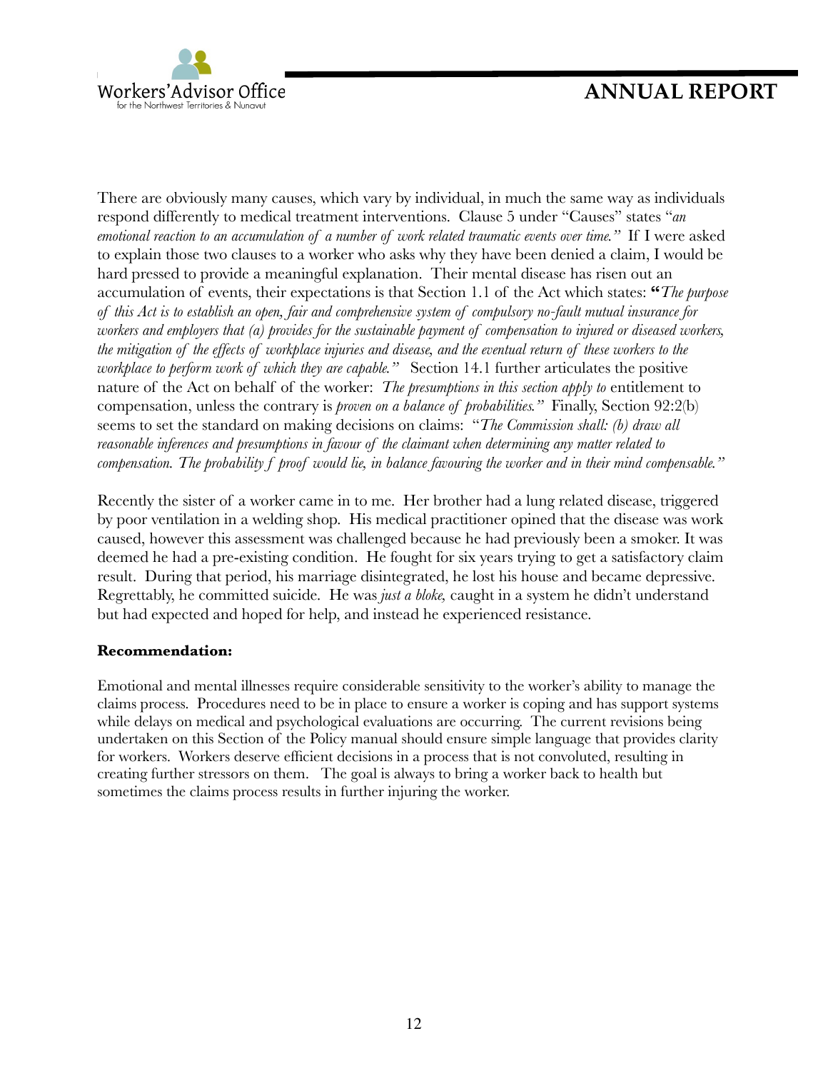There are obviously many causes, which vary by individual, in much the same way as individuals respond differently to medical treatment interventions. Clause 5 under "Causes" states "*an emotional reaction to an accumulation of a number of work related traumatic events over time.*" If I were asked to explain those two clauses to a worker who asks why they have been denied a claim, I would be hard pressed to provide a meaningful explanation. Their mental disease has risen out an accumulation of events, their expectations is that Section 1.1 of the Act which states: **"***The purpose of this Act is to establish an open, fair and comprehensive system of compulsory no-fault mutual insurance for workers and employers that (a) provides for the sustainable payment of compensation to injured or diseased workers, the mitigation of the effects of workplace injuries and disease, and the eventual return of these workers to the workplace to perform work of which they are capable.*" Section 14.1 further articulates the positive nature of the Act on behalf of the worker: *The presumptions in this section apply to* entitlement to compensation, unless the contrary is *proven on a balance of probabilities.*" Finally, Section 92:2(b) seems to set the standard on making decisions on claims: "*The Commission shall: (b) draw all reasonable inferences and presumptions in favour of the claimant when determining any matter related to compensation. The probability f proof would lie, in balance favouring the worker and in their mind compensable.*"

Recently the sister of a worker came in to me. Her brother had a lung related disease, triggered by poor ventilation in a welding shop. His medical practitioner opined that the disease was work caused, however this assessment was challenged because he had previously been a smoker. It was deemed he had a pre-existing condition. He fought for six years trying to get a satisfactory claim result. During that period, his marriage disintegrated, he lost his house and became depressive. Regrettably, he committed suicide. He was *just a bloke,* caught in a system he didn't understand but had expected and hoped for help, and instead he experienced resistance.

**Recommendation:**

Emotional and mental illnesses require considerable sensitivity to the worker's ability to manage the claims process. Procedures need to be in place to ensure a worker is coping and has support systems while delays on medical and psychological evaluations are occurring. The current revisions being undertaken on this Section of the Policy manual should ensure simple language that provides clarity for workers. Workers deserve efficient decisions in a process that is not convoluted, resulting in creating further stressors on them. The goal is always to bring a worker back to health but sometimes the claims process results in further injuring the worker.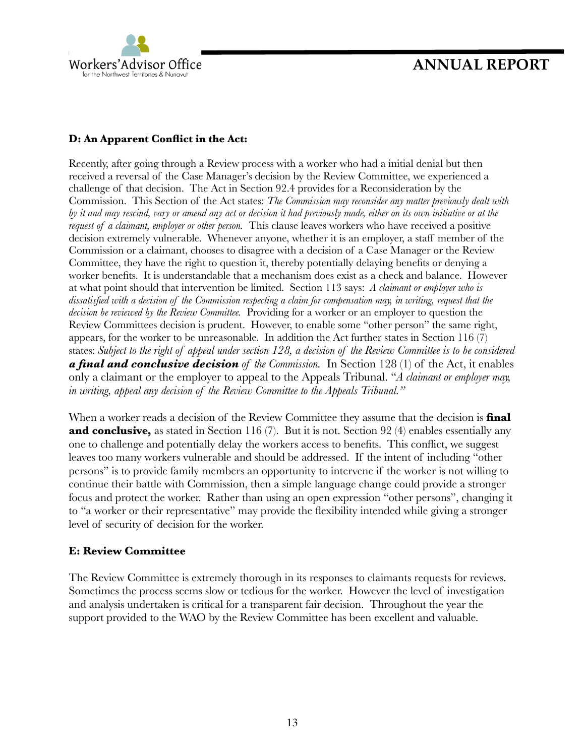### D: An Apparent Conflict in the Act:

Recently, after going through a Review process with a worker who had a initial denial but then received a reversal of the Case Manager's decision by the Review Committee, we experienced a challenge of that decision. The Act in Section 92.4 provides for a Reconsideration by the Commission. This Section of the Act states: *The Commission may reconsider any matter previously dealt with by it and may rescind, vary or amend any act or decision it had previously made, either on its own initiative or at the request of a claimant, employer or other person.* This clause leaves workers who have received a positive decision extremely vulnerable. Whenever anyone, whether it is an employer, a staff member of the Commission or a claimant, chooses to disagree with a decision of a Case Manager or the Review Committee, they have the right to question it, thereby potentially delaying benefits or denying a worker benefits. It is understandable that a mechanism does exist as a check and balance. However at what point should that intervention be limited. Section 113 says: *A claimant or employer who is dissatisfied with a decision of the Commission respecting a claim for compensation may, in writing, request that the decision be reviewed by the Review Committee.* Providing for a worker or an employer to question the Review Committees decision is prudent. However, to enable some "other person" the same right, appears, for the worker to be unreasonable. In addition the Act further states in Section 116 (7) states: *Subject to the right of appeal under section 128, a decision of the Review Committee is to be considered* ***a final and conclusive decision*** *of the Commission.* In Section 128 (1) of the Act, it enables only a claimant or the employer to appeal to the Appeals Tribunal. "*A claimant or employer may, in writing, appeal any decision of the Review Committee to the Appeals Tribunal.*"

When a worker reads a decision of the Review Committee they assume that the decision is **final and conclusive,** as stated in Section 116 (7). But it is not. Section 92 (4) enables essentially any one to challenge and potentially delay the workers access to benefits. This conflict, we suggest leaves too many workers vulnerable and should be addressed. If the intent of including "other persons" is to provide family members an opportunity to intervene if the worker is not willing to continue their battle with Commission, then a simple language change could provide a stronger focus and protect the worker. Rather than using an open expression "other persons", changing it to "a worker or their representative" may provide the flexibility intended while giving a stronger level of security of decision for the worker.

### E: Review Committee

The Review Committee is extremely thorough in its responses to claimants requests for reviews. Sometimes the process seems slow or tedious for the worker. However the level of investigation and analysis undertaken is critical for a transparent fair decision. Throughout the year the support provided to the WAO by the Review Committee has been excellent and valuable.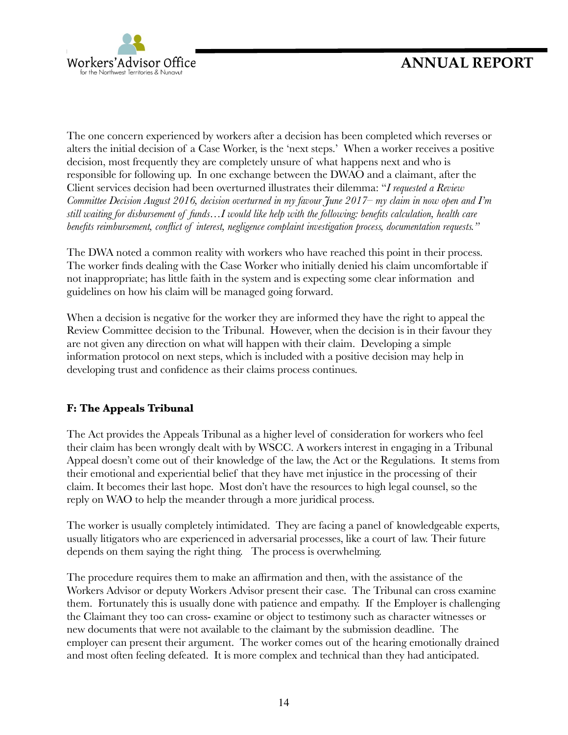The one concern experienced by workers after a decision has been completed which reverses or alters the initial decision of a Case Worker, is the 'next steps.' When a worker receives a positive decision, most frequently they are completely unsure of what happens next and who is responsible for following up. In one exchange between the DWAO and a claimant, after the Client services decision had been overturned illustrates their dilemma: "*I requested a Review Committee Decision August 2016, decision overturned in my favour June 2017– my claim in now open and I'm still waiting for disbursement of funds…I would like help with the following: benefits calculation, health care benefits reimbursement, conflict of interest, negligence complaint investigation process, documentation requests.*"

The DWA noted a common reality with workers who have reached this point in their process. The worker finds dealing with the Case Worker who initially denied his claim uncomfortable if not inappropriate; has little faith in the system and is expecting some clear information and guidelines on how his claim will be managed going forward.

When a decision is negative for the worker they are informed they have the right to appeal the Review Committee decision to the Tribunal. However, when the decision is in their favour they are not given any direction on what will happen with their claim. Developing a simple information protocol on next steps, which is included with a positive decision may help in developing trust and confidence as their claims process continues.

### F: The Appeals Tribunal

The Act provides the Appeals Tribunal as a higher level of consideration for workers who feel their claim has been wrongly dealt with by WSCC. A workers interest in engaging in a Tribunal Appeal doesn't come out of their knowledge of the law, the Act or the Regulations. It stems from their emotional and experiential belief that they have met injustice in the processing of their claim. It becomes their last hope. Most don't have the resources to high legal counsel, so the reply on WAO to help the meander through a more juridical process.

The worker is usually completely intimidated. They are facing a panel of knowledgeable experts, usually litigators who are experienced in adversarial processes, like a court of law. Their future depends on them saying the right thing. The process is overwhelming.

The procedure requires them to make an affirmation and then, with the assistance of the Workers Advisor or deputy Workers Advisor present their case. The Tribunal can cross examine them. Fortunately this is usually done with patience and empathy. If the Employer is challenging the Claimant they too can cross- examine or object to testimony such as character witnesses or new documents that were not available to the claimant by the submission deadline. The employer can present their argument. The worker comes out of the hearing emotionally drained and most often feeling defeated. It is more complex and technical than they had anticipated.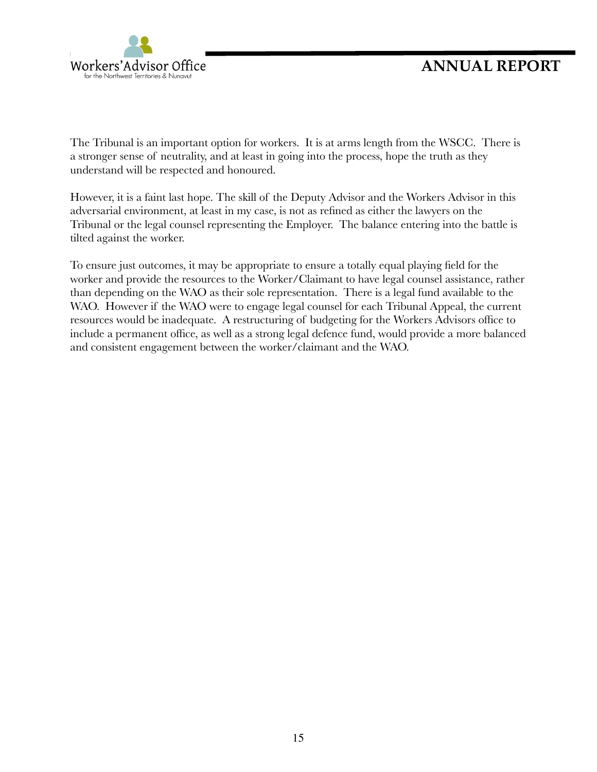The Tribunal is an important option for workers. It is at arms length from the WSCC. There is a stronger sense of neutrality, and at least in going into the process, hope the truth as they understand will be respected and honoured.

However, it is a faint last hope. The skill of the Deputy Advisor and the Workers Advisor in this adversarial environment, at least in my case, is not as refined as either the lawyers on the Tribunal or the legal counsel representing the Employer. The balance entering into the battle is tilted against the worker.

To ensure just outcomes, it may be appropriate to ensure a totally equal playing field for the worker and provide the resources to the Worker/Claimant to have legal counsel assistance, rather than depending on the WAO as their sole representation. There is a legal fund available to the WAO. However if the WAO were to engage legal counsel for each Tribunal Appeal, the current resources would be inadequate. A restructuring of budgeting for the Workers Advisors office to include a permanent office, as well as a strong legal defence fund, would provide a more balanced and consistent engagement between the worker/claimant and the WAO.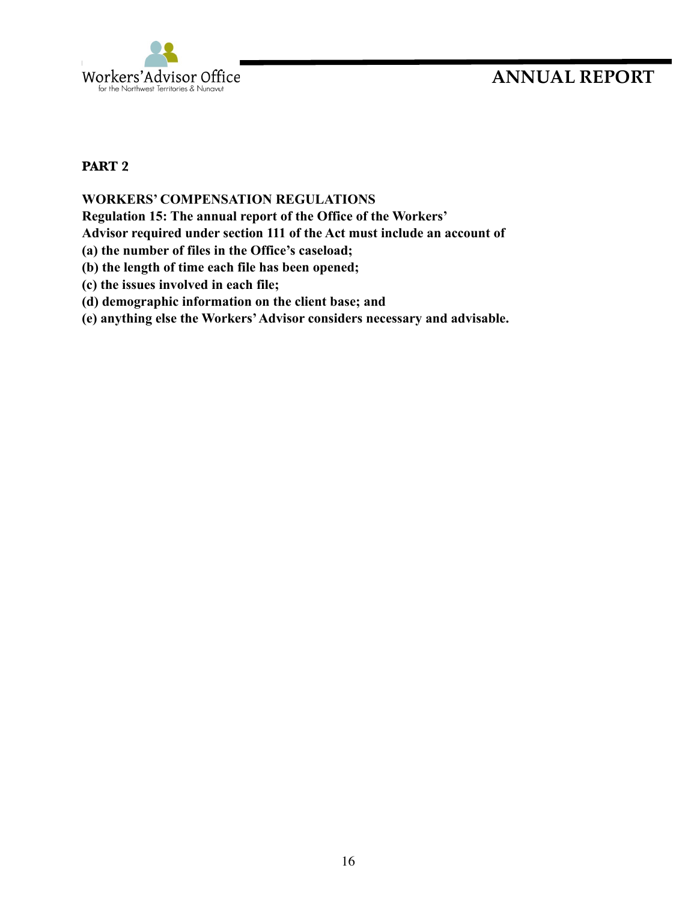**PART 2**

**WORKERS' COMPENSATION REGULATIONS**
**Regulation 15: The annual report of the Office of the Workers' Advisor required under section 111 of the Act must include an account of**
**(a) the number of files in the Office's caseload;**
**(b) the length of time each file has been opened;**
**(c) the issues involved in each file;**
**(d) demographic information on the client base; and**
**(e) anything else the Workers' Advisor considers necessary and advisable.**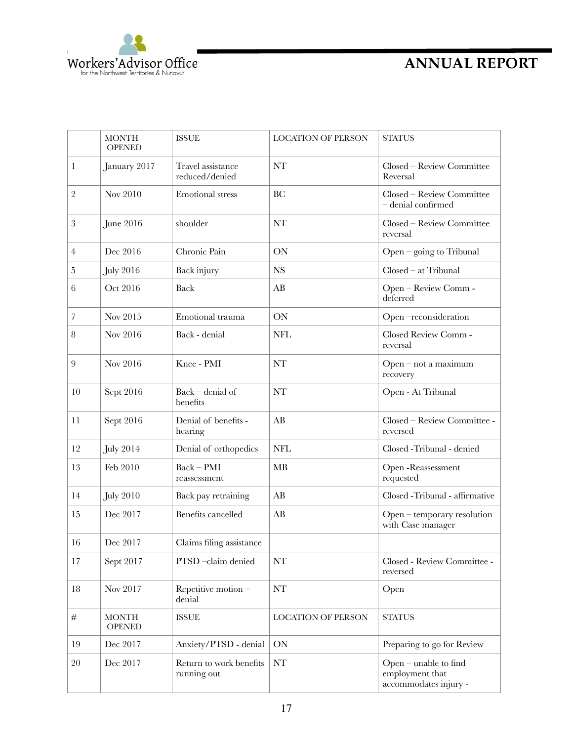|  | MONTH OPENED | ISSUE | LOCATION OF PERSON | STATUS |
|---|---|---|---|---|
| 1 | January 2017 | Travel assistance reduced/denied | NT | Closed – Review Committee Reversal |
| 2 | Nov 2010 | Emotional stress | BC | Closed – Review Committee – denial confirmed |
| 3 | June 2016 | shoulder | NT | Closed – Review Committee reversal |
| 4 | Dec 2016 | Chronic Pain | ON | Open – going to Tribunal |
| 5 | July 2016 | Back injury | NS | Closed – at Tribunal |
| 6 | Oct 2016 | Back | AB | Open – Review Comm - deferred |
| 7 | Nov 2015 | Emotional trauma | ON | Open –reconsideration |
| 8 | Nov 2016 | Back - denial | NFL | Closed Review Comm - reversal |
| 9 | Nov 2016 | Knee - PMI | NT | Open – not a maximum recovery |
| 10 | Sept 2016 | Back – denial of benefits | NT | Open - At Tribunal |
| 11 | Sept 2016 | Denial of benefits - hearing | AB | Closed – Review Committee - reversed |
| 12 | July 2014 | Denial of orthopedics | NFL | Closed -Tribunal - denied |
| 13 | Feb 2010 | Back – PMI reassessment | MB | Open -Reassessment requested |
| 14 | July 2010 | Back pay retraining | AB | Closed -Tribunal - affirmative |
| 15 | Dec 2017 | Benefits cancelled | AB | Open – temporary resolution with Case manager |
| 16 | Dec 2017 | Claims filing assistance |  |  |
| 17 | Sept 2017 | PTSD –claim denied | NT | Closed - Review Committee - reversed |
| 18 | Nov 2017 | Repetitive motion – denial | NT | Open |
| # | MONTH OPENED | ISSUE | LOCATION OF PERSON | STATUS |
| 19 | Dec 2017 | Anxiety/PTSD - denial | ON | Preparing to go for Review |
| 20 | Dec 2017 | Return to work benefits running out | NT | Open – unable to find employment that accommodates injury - |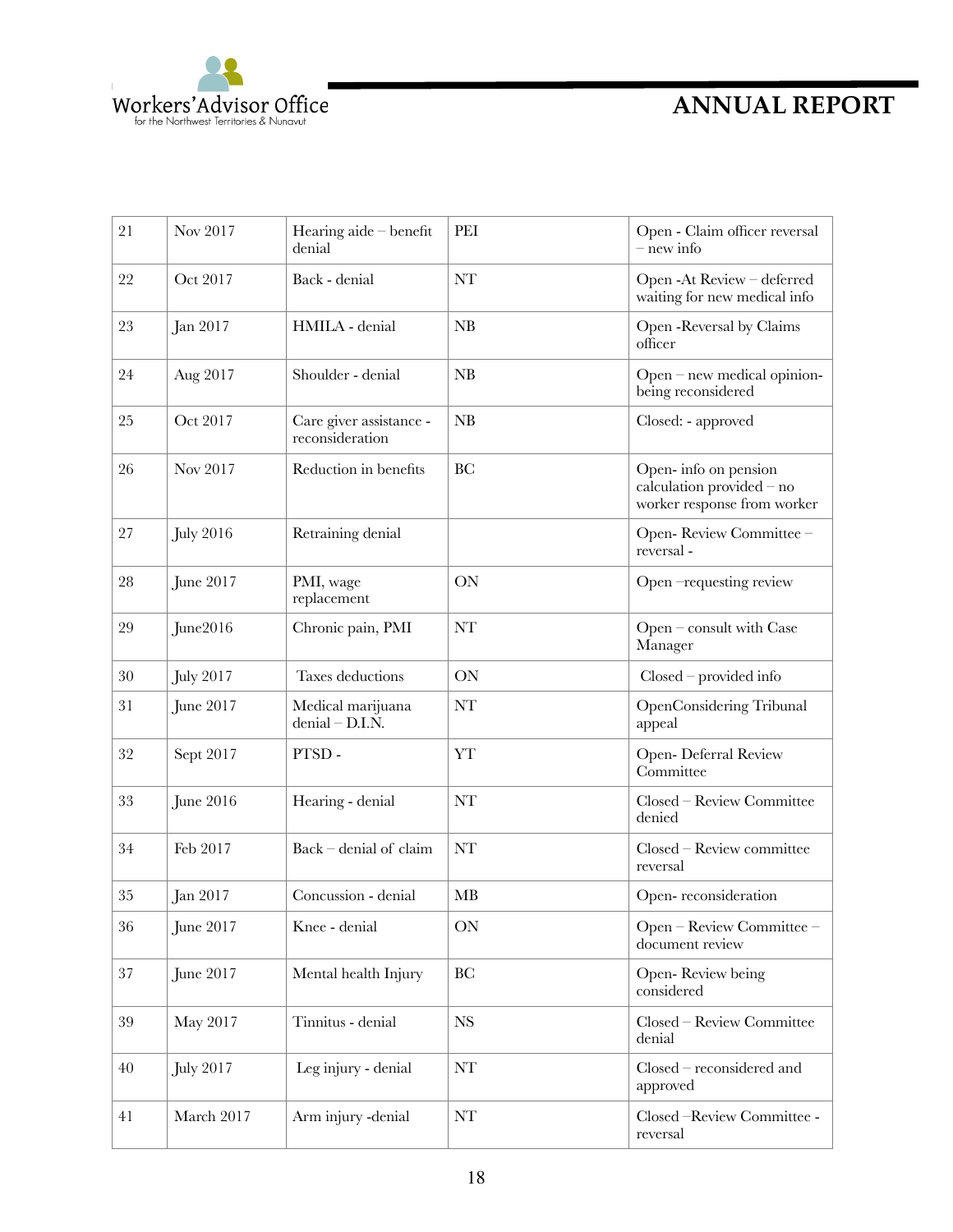| | | | | |
|---|---|---|---|---|
| 21 | Nov 2017 | Hearing aide – benefit denial | PEI | Open - Claim officer reversal – new info |
| 22 | Oct 2017 | Back - denial | NT | Open -At Review – deferred waiting for new medical info |
| 23 | Jan 2017 | HMILA - denial | NB | Open -Reversal by Claims officer |
| 24 | Aug 2017 | Shoulder - denial | NB | Open – new medical opinion- being reconsidered |
| 25 | Oct 2017 | Care giver assistance - reconsideration | NB | Closed: - approved |
| 26 | Nov 2017 | Reduction in benefits | BC | Open- info on pension calculation provided – no worker response from worker |
| 27 | July 2016 | Retraining denial | | Open- Review Committee – reversal - |
| 28 | June 2017 | PMI, wage replacement | ON | Open –requesting review |
| 29 | June2016 | Chronic pain, PMI | NT | Open – consult with Case Manager |
| 30 | July 2017 | Taxes deductions | ON | Closed – provided info |
| 31 | June 2017 | Medical marijuana denial – D.I.N. | NT | OpenConsidering Tribunal appeal |
| 32 | Sept 2017 | PTSD - | YT | Open- Deferral Review Committee |
| 33 | June 2016 | Hearing - denial | NT | Closed – Review Committee denied |
| 34 | Feb 2017 | Back – denial of claim | NT | Closed – Review committee reversal |
| 35 | Jan 2017 | Concussion - denial | MB | Open- reconsideration |
| 36 | June 2017 | Knee - denial | ON | Open – Review Committee – document review |
| 37 | June 2017 | Mental health Injury | BC | Open- Review being considered |
| 39 | May 2017 | Tinnitus - denial | NS | Closed – Review Committee denial |
| 40 | July 2017 | Leg injury - denial | NT | Closed – reconsidered and approved |
| 41 | March 2017 | Arm injury -denial | NT | Closed –Review Committee - reversal |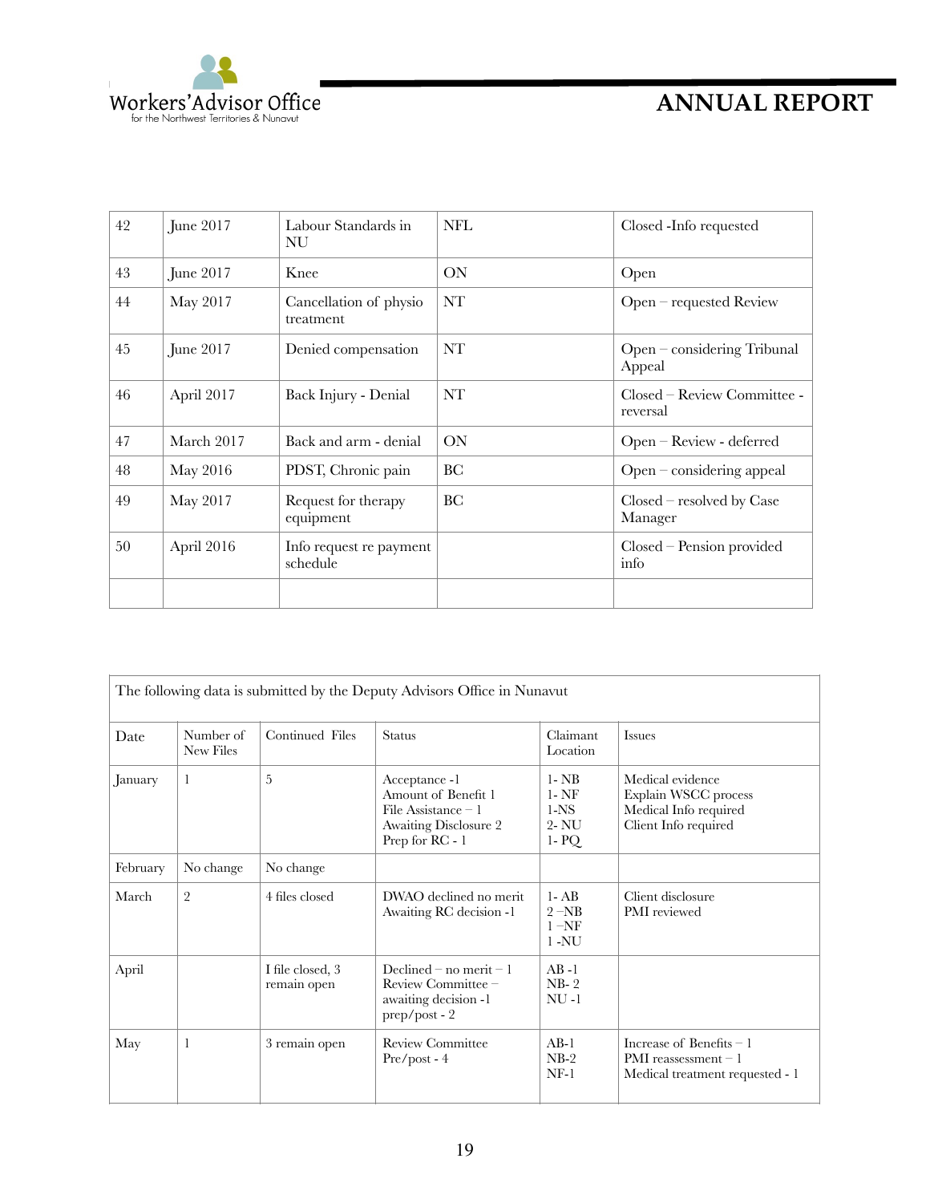| 42 | June 2017 | Labour Standards in NU | NFL | Closed -Info requested |
|---|---|---|---|---|
| 43 | June 2017 | Knee | ON | Open |
| 44 | May 2017 | Cancellation of physio treatment | NT | Open – requested Review |
| 45 | June 2017 | Denied compensation | NT | Open – considering Tribunal Appeal |
| 46 | April 2017 | Back Injury - Denial | NT | Closed – Review Committee - reversal |
| 47 | March 2017 | Back and arm - denial | ON | Open – Review - deferred |
| 48 | May 2016 | PDST, Chronic pain | BC | Open – considering appeal |
| 49 | May 2017 | Request for therapy equipment | BC | Closed – resolved by Case Manager |
| 50 | April 2016 | Info request re payment schedule | | Closed – Pension provided info |
| | | | | |

The following data is submitted by the Deputy Advisors Office in Nunavut

| Date | Number of New Files | Continued Files | Status | Claimant Location | Issues |
|---|---|---|---|---|---|
| January | 1 | 5 | Acceptance -1<br>Amount of Benefit 1<br>File Assistance – 1<br>Awaiting Disclosure 2<br>Prep for RC - 1 | 1- NB<br>1- NF<br>1-NS<br>2- NU<br>1- PQ | Medical evidence<br>Explain WSCC process<br>Medical Info required<br>Client Info required |
| February | No change | No change | | | |
| March | 2 | 4 files closed | DWAO declined no merit<br>Awaiting RC decision -1 | 1- AB<br>2 –NB<br>1 –NF<br>1 -NU | Client disclosure<br>PMI reviewed |
| April | | I file closed, 3 remain open | Declined – no merit – 1<br>Review Committee – awaiting decision -1<br>prep/post - 2 | AB -1<br>NB- 2<br>NU -1 | |
| May | 1 | 3 remain open | Review Committee<br>Pre/post - 4 | AB-1<br>NB-2<br>NF-1 | Increase of Benefits – 1<br>PMI reassessment – 1<br>Medical treatment requested - 1 |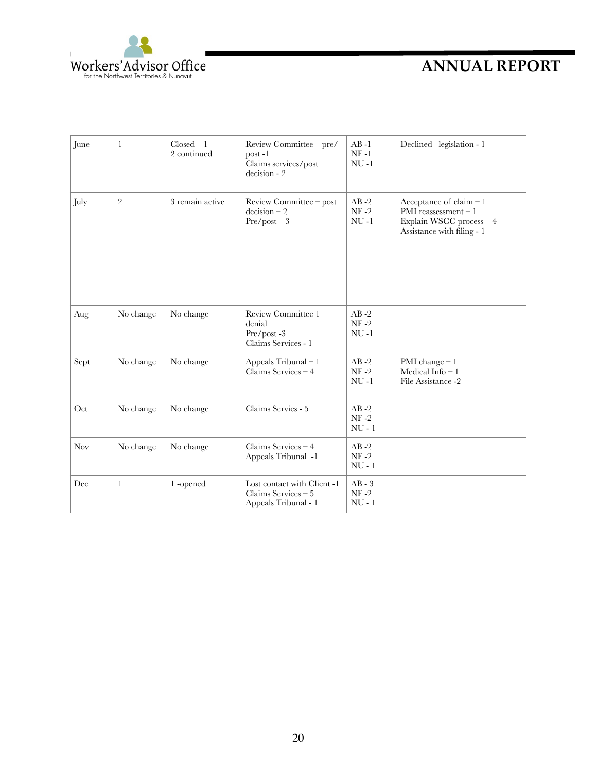| June | 1 | Closed – 1<br>2 continued | Review Committee – pre/post -1<br>Claims services/post decision - 2 | AB -1<br>NF -1<br>NU -1 | Declined –legislation - 1 |
|---|---|---|---|---|---|
| July | 2 | 3 remain active | Review Committee – post decision – 2<br>Pre/post – 3 | AB -2<br>NF -2<br>NU -1 | Acceptance of claim – 1<br>PMI reassessment – 1<br>Explain WSCC process – 4<br>Assistance with filing - 1 |
| Aug | No change | No change | Review Committee 1 denial<br>Pre/post -3<br>Claims Services - 1 | AB -2<br>NF -2<br>NU -1 | |
| Sept | No change | No change | Appeals Tribunal – 1<br>Claims Services – 4 | AB -2<br>NF -2<br>NU -1 | PMI change – 1<br>Medical Info – 1<br>File Assistance -2 |
| Oct | No change | No change | Claims Servies - 5 | AB -2<br>NF -2<br>NU - 1 | |
| Nov | No change | No change | Claims Services – 4<br>Appeals Tribunal -1 | AB -2<br>NF -2<br>NU - 1 | |
| Dec | 1 | 1 -opened | Lost contact with Client -1<br>Claims Services – 5<br>Appeals Tribunal - 1 | AB - 3<br>NF -2<br>NU - 1 | |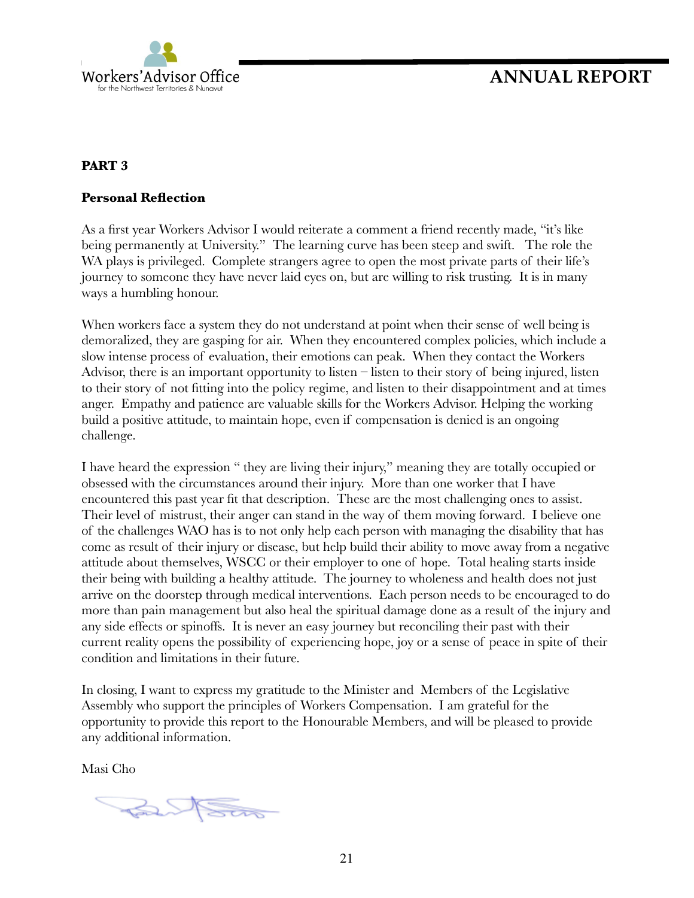**PART 3**

**Personal Reflection**

As a first year Workers Advisor I would reiterate a comment a friend recently made, "it's like being permanently at University." The learning curve has been steep and swift. The role the WA plays is privileged. Complete strangers agree to open the most private parts of their life's journey to someone they have never laid eyes on, but are willing to risk trusting. It is in many ways a humbling honour.

When workers face a system they do not understand at point when their sense of well being is demoralized, they are gasping for air. When they encountered complex policies, which include a slow intense process of evaluation, their emotions can peak. When they contact the Workers Advisor, there is an important opportunity to listen – listen to their story of being injured, listen to their story of not fitting into the policy regime, and listen to their disappointment and at times anger. Empathy and patience are valuable skills for the Workers Advisor. Helping the working build a positive attitude, to maintain hope, even if compensation is denied is an ongoing challenge.

I have heard the expression " they are living their injury," meaning they are totally occupied or obsessed with the circumstances around their injury. More than one worker that I have encountered this past year fit that description. These are the most challenging ones to assist. Their level of mistrust, their anger can stand in the way of them moving forward. I believe one of the challenges WAO has is to not only help each person with managing the disability that has come as result of their injury or disease, but help build their ability to move away from a negative attitude about themselves, WSCC or their employer to one of hope. Total healing starts inside their being with building a healthy attitude. The journey to wholeness and health does not just arrive on the doorstep through medical interventions. Each person needs to be encouraged to do more than pain management but also heal the spiritual damage done as a result of the injury and any side effects or spinoffs. It is never an easy journey but reconciling their past with their current reality opens the possibility of experiencing hope, joy or a sense of peace in spite of their condition and limitations in their future.

In closing, I want to express my gratitude to the Minister and Members of the Legislative Assembly who support the principles of Workers Compensation. I am grateful for the opportunity to provide this report to the Honourable Members, and will be pleased to provide any additional information.

Masi Cho